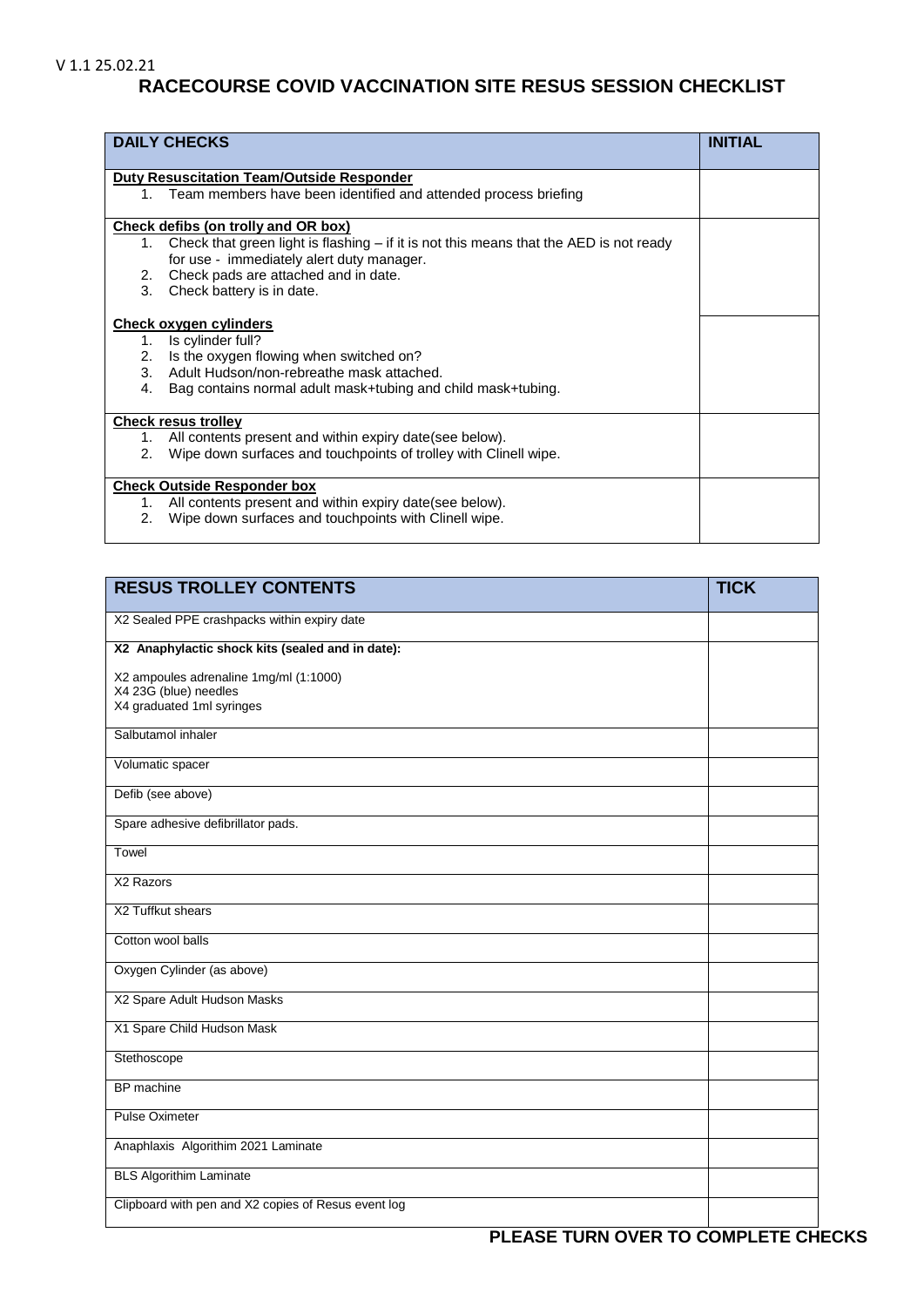V 1.1 25.02.21

# RACECOURSE COVID VACCINATION SITE RESUS SESSION CHECKLIST

| DAILY CHECKS | INITIAL |
| --- | --- |
| **Duty Resuscitation Team/Outside Responder**<br>1. Team members have been identified and attended process briefing | |
| **Check defibs (on trolly and OR box)**<br>1. Check that green light is flashing – if it is not this means that the AED is not ready for use - immediately alert duty manager.<br>2. Check pads are attached and in date.<br>3. Check battery is in date. | |
| **Check oxygen cylinders**<br>1. Is cylinder full?<br>2. Is the oxygen flowing when switched on?<br>3. Adult Hudson/non-rebreathe mask attached.<br>4. Bag contains normal adult mask+tubing and child mask+tubing. | |
| **Check resus trolley**<br>1. All contents present and within expiry date(see below).<br>2. Wipe down surfaces and touchpoints of trolley with Clinell wipe. | |
| **Check Outside Responder box**<br>1. All contents present and within expiry date(see below).<br>2. Wipe down surfaces and touchpoints with Clinell wipe. | |

| RESUS TROLLEY CONTENTS | TICK |
| --- | --- |
| X2 Sealed PPE crashpacks within expiry date | |
| **X2 Anaphylactic shock kits (sealed and in date):**<br><br>X2 ampoules adrenaline 1mg/ml (1:1000)<br>X4 23G (blue) needles<br>X4 graduated 1ml syringes | |
| Salbutamol inhaler | |
| Volumatic spacer | |
| Defib (see above) | |
| Spare adhesive defibrillator pads. | |
| Towel | |
| X2 Razors | |
| X2 Tuffkut shears | |
| Cotton wool balls | |
| Oxygen Cylinder (as above) | |
| X2 Spare Adult Hudson Masks | |
| X1 Spare Child Hudson Mask | |
| Stethoscope | |
| BP machine | |
| Pulse Oximeter | |
| Anaphlaxis Algorithim 2021 Laminate | |
| BLS Algorithim Laminate | |
| Clipboard with pen and X2 copies of Resus event log | |

**PLEASE TURN OVER TO COMPLETE CHECKS**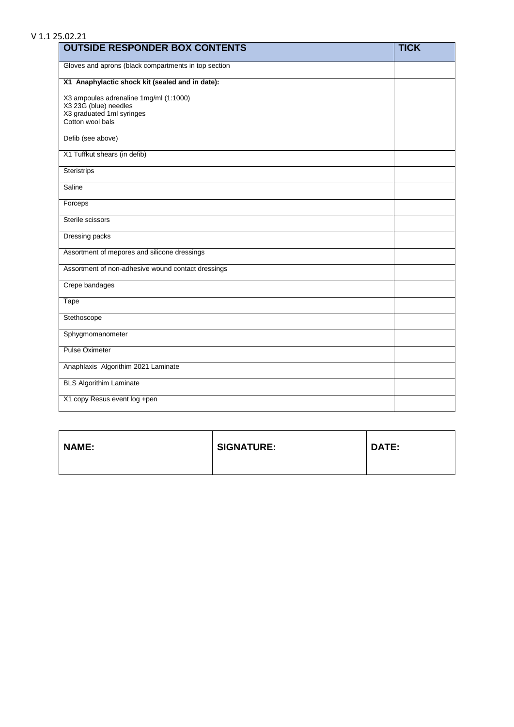V 1.1 25.02.21

| OUTSIDE RESPONDER BOX CONTENTS | TICK |
|---|---|
| Gloves and aprons (black compartments in top section | |
| **X1 Anaphylactic shock kit (sealed and in date):**<br><br>X3 ampoules adrenaline 1mg/ml (1:1000)<br>X3 23G (blue) needles<br>X3 graduated 1ml syringes<br>Cotton wool bals | |
| Defib (see above) | |
| X1 Tuffkut shears (in defib) | |
| Steristrips | |
| Saline | |
| Forceps | |
| Sterile scissors | |
| Dressing packs | |
| Assortment of mepores and silicone dressings | |
| Assortment of non-adhesive wound contact dressings | |
| Crepe bandages | |
| Tape | |
| Stethoscope | |
| Sphygmomanometer | |
| Pulse Oximeter | |
| Anaphlaxis Algorithim 2021 Laminate | |
| BLS Algorithim Laminate | |
| X1 copy Resus event log +pen | |

| NAME: | SIGNATURE: | DATE: |
|---|---|---|
| | | |